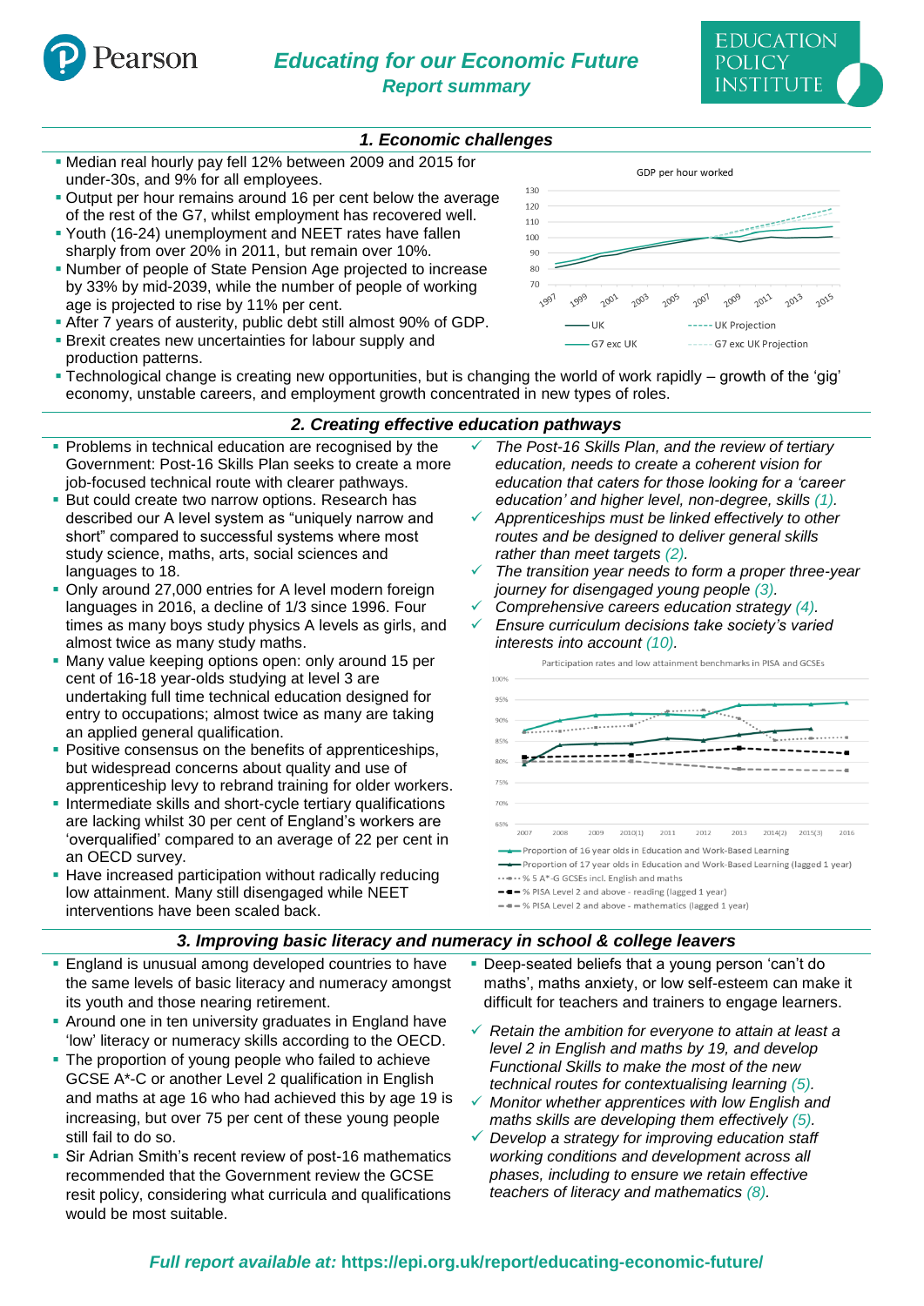Pearson

# Educating for our Economic Future

## Report summary

EDUCATION POLICY INSTITUTE

### 1. Economic challenges

- Median real hourly pay fell 12% between 2009 and 2015 for under-30s, and 9% for all employees.
- Output per hour remains around 16 per cent below the average of the rest of the G7, whilst employment has recovered well.
- Youth (16-24) unemployment and NEET rates have fallen sharply from over 20% in 2011, but remain over 10%.
- Number of people of State Pension Age projected to increase by 33% by mid-2039, while the number of people of working age is projected to rise by 11% per cent.
- After 7 years of austerity, public debt still almost 90% of GDP.
- Brexit creates new uncertainties for labour supply and production patterns.
- Technological change is creating new opportunities, but is changing the world of work rapidly – growth of the 'gig' economy, unstable careers, and employment growth concentrated in new types of roles.

GDP per hour worked

UK | G7 exc UK | UK Projection | G7 exc UK Projection

### 2. Creating effective education pathways

- Problems in technical education are recognised by the Government: Post-16 Skills Plan seeks to create a more job-focused technical route with clearer pathways.
- But could create two narrow options. Research has described our A level system as "uniquely narrow and short" compared to successful systems where most study science, maths, arts, social sciences and languages to 18.
- Only around 27,000 entries for A level modern foreign languages in 2016, a decline of 1/3 since 1996. Four times as many boys study physics A levels as girls, and almost twice as many study maths.
- Many value keeping options open: only around 15 per cent of 16-18 year-olds studying at level 3 are undertaking full time technical education designed for entry to occupations; almost twice as many are taking an applied general qualification.
- Positive consensus on the benefits of apprenticeships, but widespread concerns about quality and use of apprenticeship levy to rebrand training for older workers.
- Intermediate skills and short-cycle tertiary qualifications are lacking whilst 30 per cent of England's workers are 'overqualified' compared to an average of 22 per cent in an OECD survey.
- Have increased participation without radically reducing low attainment. Many still disengaged while NEET interventions have been scaled back.

✓ *The Post-16 Skills Plan, and the review of tertiary education, needs to create a coherent vision for education that caters for those looking for a 'career education' and higher level, non-degree, skills (1).*

✓ *Apprenticeships must be linked effectively to other routes and be designed to deliver general skills rather than meet targets (2).*

✓ *The transition year needs to form a proper three-year journey for disengaged young people (3).*

✓ *Comprehensive careers education strategy (4).*

✓ *Ensure curriculum decisions take society's varied interests into account (10).*

Participation rates and low attainment benchmarks in PISA and GCSEs

- Proportion of 16 year olds in Education and Work-Based Learning
- Proportion of 17 year olds in Education and Work-Based Learning (lagged 1 year)
- % 5 A*-G GCSEs incl. English and maths
- % PISA Level 2 and above - reading (lagged 1 year)
- % PISA Level 2 and above - mathematics (lagged 1 year)

### 3. Improving basic literacy and numeracy in school & college leavers

- England is unusual among developed countries to have the same levels of basic literacy and numeracy amongst its youth and those nearing retirement.
- Around one in ten university graduates in England have 'low' literacy or numeracy skills according to the OECD.
- The proportion of young people who failed to achieve GCSE A*-C or another Level 2 qualification in English and maths at age 16 who had achieved this by age 19 is increasing, but over 75 per cent of these young people still fail to do so.
- Sir Adrian Smith's recent review of post-16 mathematics recommended that the Government review the GCSE resit policy, considering what curricula and qualifications would be most suitable.
- Deep-seated beliefs that a young person 'can't do maths', maths anxiety, or low self-esteem can make it difficult for teachers and trainers to engage learners.

✓ *Retain the ambition for everyone to attain at least a level 2 in English and maths by 19, and develop Functional Skills to make the most of the new technical routes for contextualising learning (5).*

✓ *Monitor whether apprentices with low English and maths skills are developing them effectively (5).*

✓ *Develop a strategy for improving education staff working conditions and development across all phases, including to ensure we retain effective teachers of literacy and mathematics (8).*

***Full report available at:* https://epi.org.uk/report/educating-economic-future/**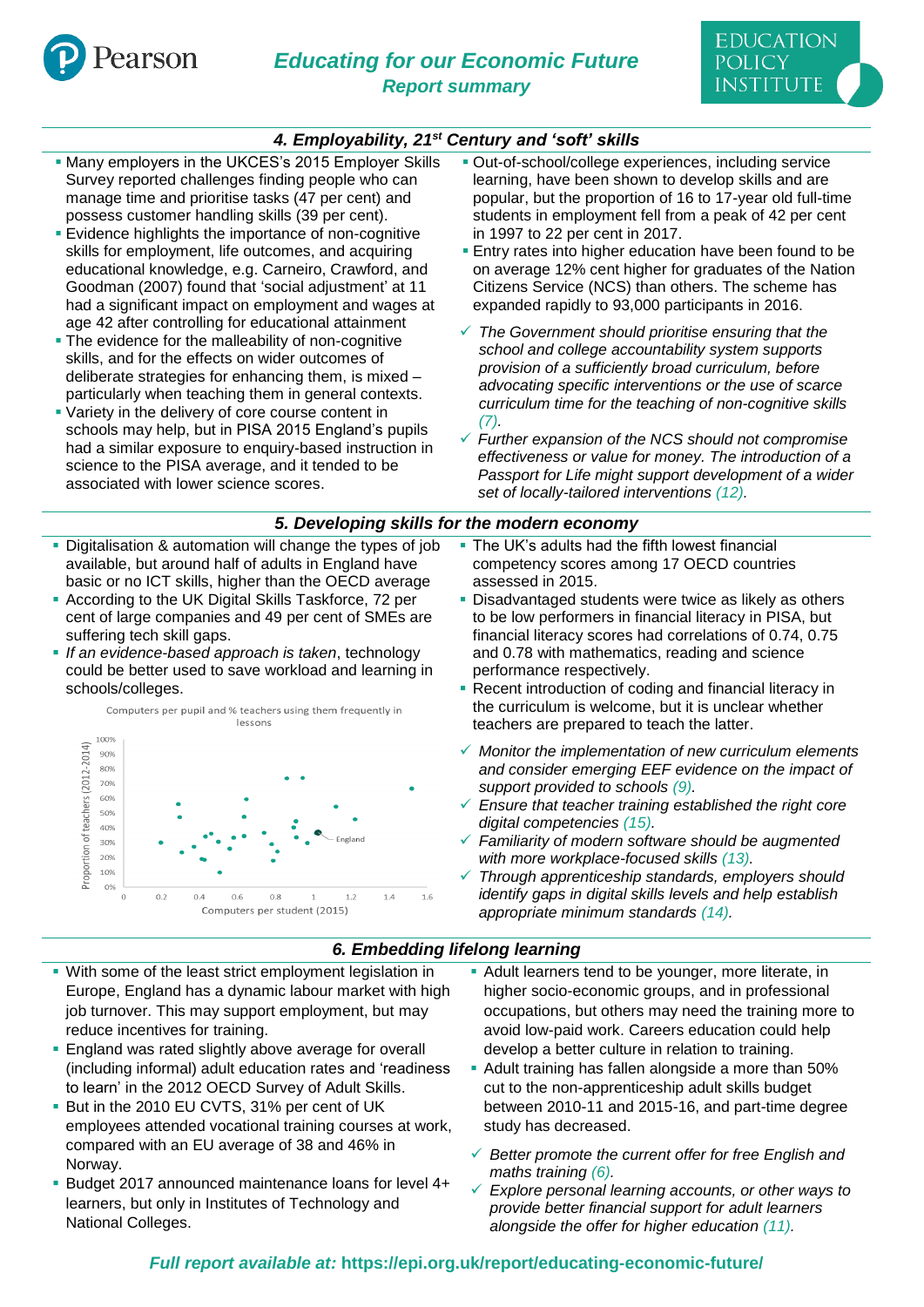## 4. Employability, 21st Century and 'soft' skills

- Many employers in the UKCES's 2015 Employer Skills Survey reported challenges finding people who can manage time and prioritise tasks (47 per cent) and possess customer handling skills (39 per cent).
- Evidence highlights the importance of non-cognitive skills for employment, life outcomes, and acquiring educational knowledge, e.g. Carneiro, Crawford, and Goodman (2007) found that 'social adjustment' at 11 had a significant impact on employment and wages at age 42 after controlling for educational attainment
- The evidence for the malleability of non-cognitive skills, and for the effects on wider outcomes of deliberate strategies for enhancing them, is mixed – particularly when teaching them in general contexts.
- Variety in the delivery of core course content in schools may help, but in PISA 2015 England's pupils had a similar exposure to enquiry-based instruction in science to the PISA average, and it tended to be associated with lower science scores.
- Out-of-school/college experiences, including service learning, have been shown to develop skills and are popular, but the proportion of 16 to 17-year old full-time students in employment fell from a peak of 42 per cent in 1997 to 22 per cent in 2017.
- Entry rates into higher education have been found to be on average 12% cent higher for graduates of the Nation Citizens Service (NCS) than others. The scheme has expanded rapidly to 93,000 participants in 2016.

✓ *The Government should prioritise ensuring that the school and college accountability system supports provision of a sufficiently broad curriculum, before advocating specific interventions or the use of scarce curriculum time for the teaching of non-cognitive skills (7).*

✓ *Further expansion of the NCS should not compromise effectiveness or value for money. The introduction of a Passport for Life might support development of a wider set of locally-tailored interventions (12).*

## 5. Developing skills for the modern economy

- Digitalisation & automation will change the types of job available, but around half of adults in England have basic or no ICT skills, higher than the OECD average
- According to the UK Digital Skills Taskforce, 72 per cent of large companies and 49 per cent of SMEs are suffering tech skill gaps.
- *If an evidence-based approach is taken*, technology could be better used to save workload and learning in schools/colleges.

Computers per pupil and % teachers using them frequently in lessons

(Scatter chart: x-axis "Computers per student (2015)", 0–1.6; y-axis "Proportion of teachers (2012-2014)", 0%–100%; England labelled)

- The UK's adults had the fifth lowest financial competency scores among 17 OECD countries assessed in 2015.
- Disadvantaged students were twice as likely as others to be low performers in financial literacy in PISA, but financial literacy scores had correlations of 0.74, 0.75 and 0.78 with mathematics, reading and science performance respectively.
- Recent introduction of coding and financial literacy in the curriculum is welcome, but it is unclear whether teachers are prepared to teach the latter.

✓ *Monitor the implementation of new curriculum elements and consider emerging EEF evidence on the impact of support provided to schools (9).*

✓ *Ensure that teacher training established the right core digital competencies (15).*

✓ *Familiarity of modern software should be augmented with more workplace-focused skills (13).*

✓ *Through apprenticeship standards, employers should identify gaps in digital skills levels and help establish appropriate minimum standards (14).*

## 6. Embedding lifelong learning

- With some of the least strict employment legislation in Europe, England has a dynamic labour market with high job turnover. This may support employment, but may reduce incentives for training.
- England was rated slightly above average for overall (including informal) adult education rates and 'readiness to learn' in the 2012 OECD Survey of Adult Skills.
- But in the 2010 EU CVTS, 31% per cent of UK employees attended vocational training courses at work, compared with an EU average of 38 and 46% in Norway.
- Budget 2017 announced maintenance loans for level 4+ learners, but only in Institutes of Technology and National Colleges.
- Adult learners tend to be younger, more literate, in higher socio-economic groups, and in professional occupations, but others may need the training more to avoid low-paid work. Careers education could help develop a better culture in relation to training.
- Adult training has fallen alongside a more than 50% cut to the non-apprenticeship adult skills budget between 2010-11 and 2015-16, and part-time degree study has decreased.

✓ *Better promote the current offer for free English and maths training (6).*

✓ *Explore personal learning accounts, or other ways to provide better financial support for adult learners alongside the offer for higher education (11).*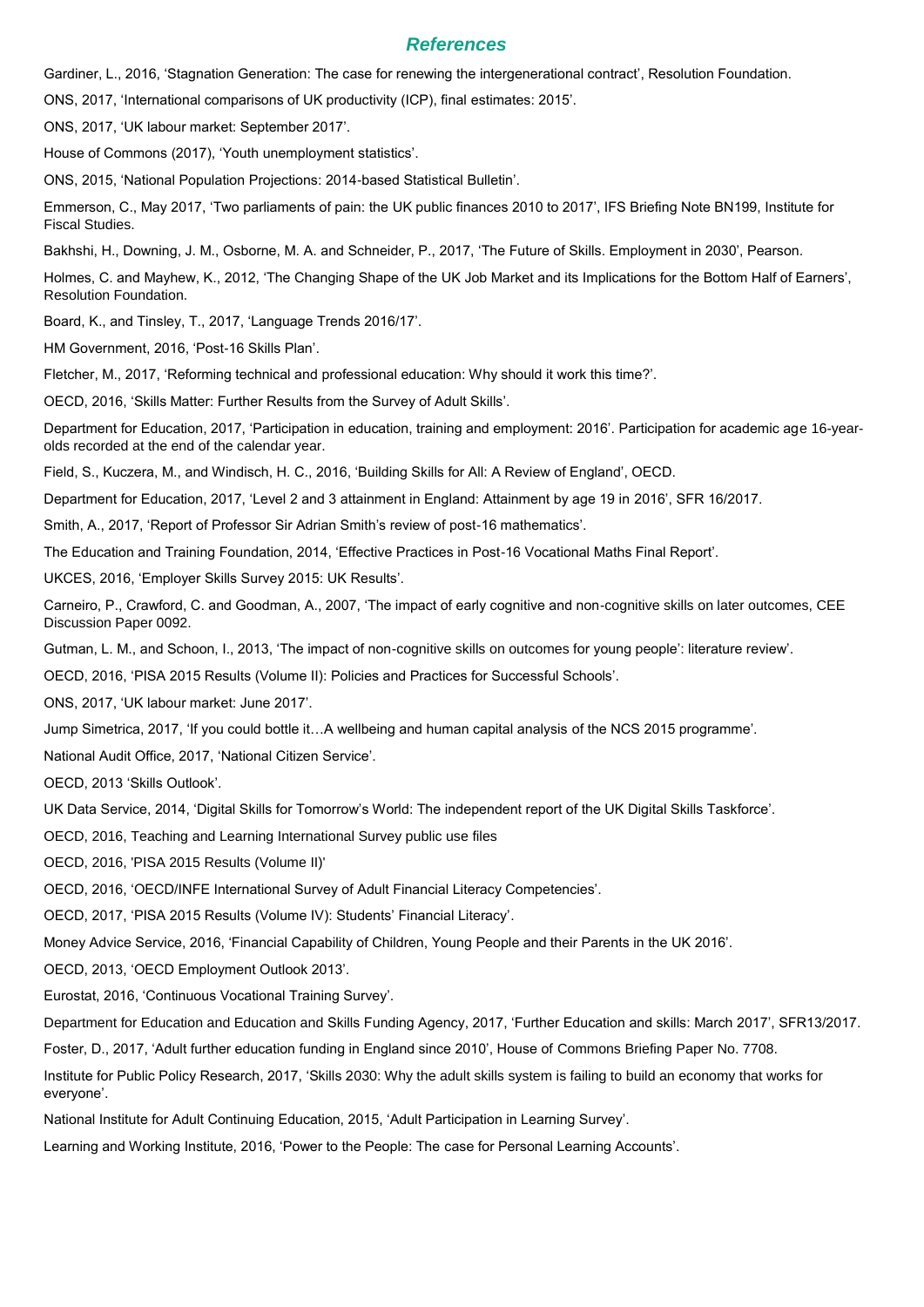## *References*

Gardiner, L., 2016, 'Stagnation Generation: The case for renewing the intergenerational contract', Resolution Foundation.

ONS, 2017, 'International comparisons of UK productivity (ICP), final estimates: 2015'.

ONS, 2017, 'UK labour market: September 2017'.

House of Commons (2017), 'Youth unemployment statistics'.

ONS, 2015, 'National Population Projections: 2014-based Statistical Bulletin'.

Emmerson, C., May 2017, 'Two parliaments of pain: the UK public finances 2010 to 2017', IFS Briefing Note BN199, Institute for Fiscal Studies.

Bakhshi, H., Downing, J. M., Osborne, M. A. and Schneider, P., 2017, 'The Future of Skills. Employment in 2030', Pearson.

Holmes, C. and Mayhew, K., 2012, 'The Changing Shape of the UK Job Market and its Implications for the Bottom Half of Earners', Resolution Foundation.

Board, K., and Tinsley, T., 2017, 'Language Trends 2016/17'.

HM Government, 2016, 'Post-16 Skills Plan'.

Fletcher, M., 2017, 'Reforming technical and professional education: Why should it work this time?'.

OECD, 2016, 'Skills Matter: Further Results from the Survey of Adult Skills'.

Department for Education, 2017, 'Participation in education, training and employment: 2016'. Participation for academic age 16-year-olds recorded at the end of the calendar year.

Field, S., Kuczera, M., and Windisch, H. C., 2016, 'Building Skills for All: A Review of England', OECD.

Department for Education, 2017, 'Level 2 and 3 attainment in England: Attainment by age 19 in 2016', SFR 16/2017.

Smith, A., 2017, 'Report of Professor Sir Adrian Smith's review of post-16 mathematics'.

The Education and Training Foundation, 2014, 'Effective Practices in Post-16 Vocational Maths Final Report'.

UKCES, 2016, 'Employer Skills Survey 2015: UK Results'.

Carneiro, P., Crawford, C. and Goodman, A., 2007, 'The impact of early cognitive and non-cognitive skills on later outcomes, CEE Discussion Paper 0092.

Gutman, L. M., and Schoon, I., 2013, 'The impact of non-cognitive skills on outcomes for young people': literature review'.

OECD, 2016, 'PISA 2015 Results (Volume II): Policies and Practices for Successful Schools'.

ONS, 2017, 'UK labour market: June 2017'.

Jump Simetrica, 2017, 'If you could bottle it…A wellbeing and human capital analysis of the NCS 2015 programme'.

National Audit Office, 2017, 'National Citizen Service'.

OECD, 2013 'Skills Outlook'.

UK Data Service, 2014, 'Digital Skills for Tomorrow's World: The independent report of the UK Digital Skills Taskforce'.

OECD, 2016, Teaching and Learning International Survey public use files

OECD, 2016, 'PISA 2015 Results (Volume II)'

OECD, 2016, 'OECD/INFE International Survey of Adult Financial Literacy Competencies'.

OECD, 2017, 'PISA 2015 Results (Volume IV): Students' Financial Literacy'.

Money Advice Service, 2016, 'Financial Capability of Children, Young People and their Parents in the UK 2016'.

OECD, 2013, 'OECD Employment Outlook 2013'.

Eurostat, 2016, 'Continuous Vocational Training Survey'.

Department for Education and Education and Skills Funding Agency, 2017, 'Further Education and skills: March 2017', SFR13/2017.

Foster, D., 2017, 'Adult further education funding in England since 2010', House of Commons Briefing Paper No. 7708.

Institute for Public Policy Research, 2017, 'Skills 2030: Why the adult skills system is failing to build an economy that works for everyone'.

National Institute for Adult Continuing Education, 2015, 'Adult Participation in Learning Survey'.

Learning and Working Institute, 2016, 'Power to the People: The case for Personal Learning Accounts'.